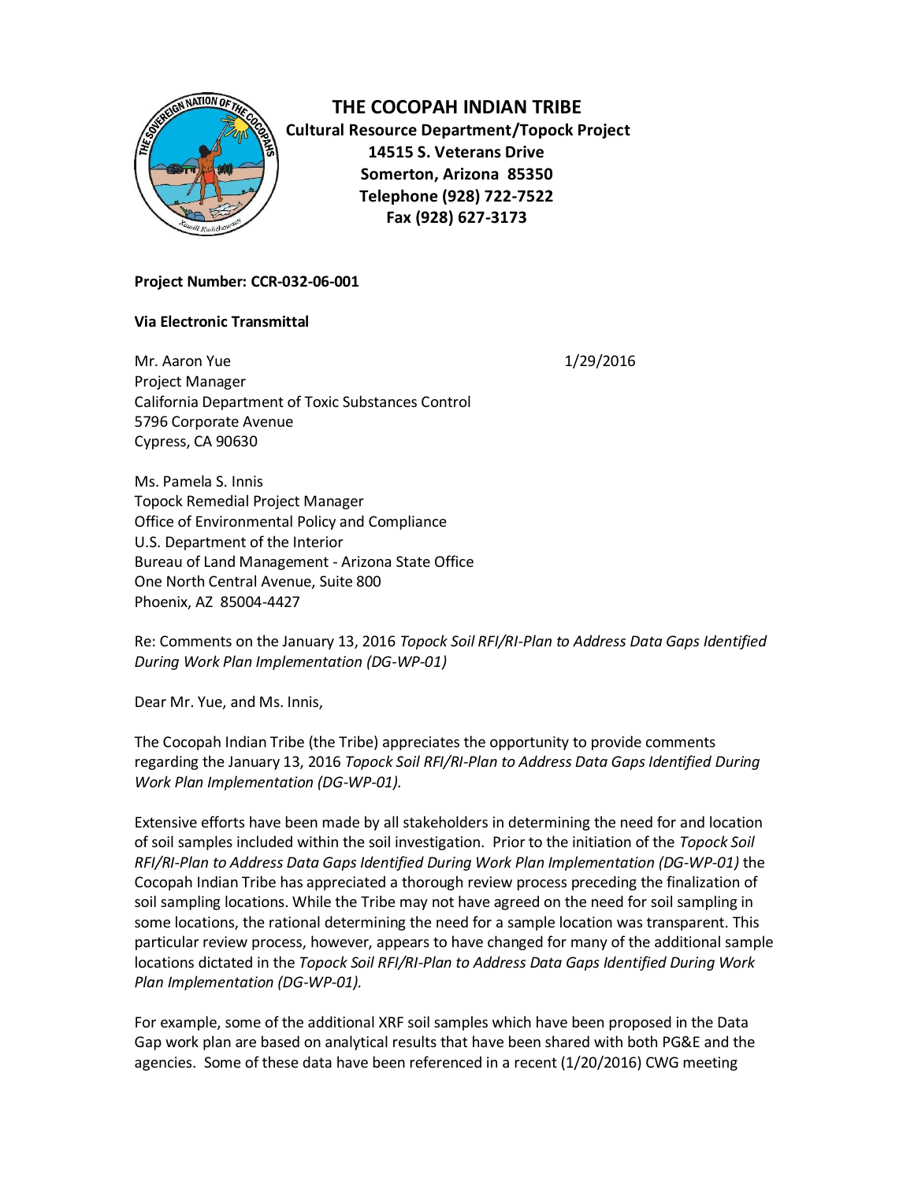# THE COCOPAH INDIAN TRIBE

**Cultural Resource Department/Topock Project**
**14515 S. Veterans Drive**
**Somerton, Arizona 85350**
**Telephone (928) 722-7522**
**Fax (928) 627-3173**

**Project Number: CCR-032-06-001**

**Via Electronic Transmittal**

Mr. Aaron Yue
Project Manager
California Department of Toxic Substances Control
5796 Corporate Avenue
Cypress, CA 90630

1/29/2016

Ms. Pamela S. Innis
Topock Remedial Project Manager
Office of Environmental Policy and Compliance
U.S. Department of the Interior
Bureau of Land Management - Arizona State Office
One North Central Avenue, Suite 800
Phoenix, AZ 85004-4427

Re: Comments on the January 13, 2016 *Topock Soil RFI/RI-Plan to Address Data Gaps Identified During Work Plan Implementation (DG-WP-01)*

Dear Mr. Yue, and Ms. Innis,

The Cocopah Indian Tribe (the Tribe) appreciates the opportunity to provide comments regarding the January 13, 2016 *Topock Soil RFI/RI-Plan to Address Data Gaps Identified During Work Plan Implementation (DG-WP-01).*

Extensive efforts have been made by all stakeholders in determining the need for and location of soil samples included within the soil investigation. Prior to the initiation of the *Topock Soil RFI/RI-Plan to Address Data Gaps Identified During Work Plan Implementation (DG-WP-01)* the Cocopah Indian Tribe has appreciated a thorough review process preceding the finalization of soil sampling locations. While the Tribe may not have agreed on the need for soil sampling in some locations, the rational determining the need for a sample location was transparent. This particular review process, however, appears to have changed for many of the additional sample locations dictated in the *Topock Soil RFI/RI-Plan to Address Data Gaps Identified During Work Plan Implementation (DG-WP-01).*

For example, some of the additional XRF soil samples which have been proposed in the Data Gap work plan are based on analytical results that have been shared with both PG&E and the agencies. Some of these data have been referenced in a recent (1/20/2016) CWG meeting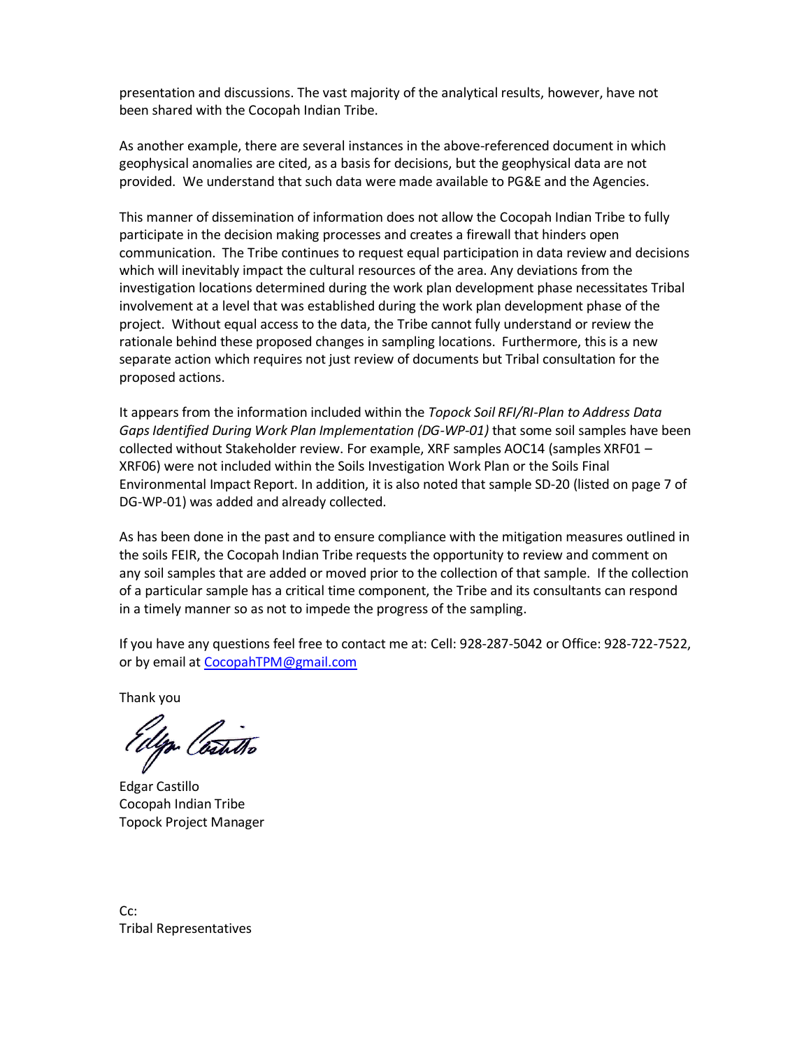presentation and discussions. The vast majority of the analytical results, however, have not been shared with the Cocopah Indian Tribe.

As another example, there are several instances in the above-referenced document in which geophysical anomalies are cited, as a basis for decisions, but the geophysical data are not provided. We understand that such data were made available to PG&E and the Agencies.

This manner of dissemination of information does not allow the Cocopah Indian Tribe to fully participate in the decision making processes and creates a firewall that hinders open communication. The Tribe continues to request equal participation in data review and decisions which will inevitably impact the cultural resources of the area. Any deviations from the investigation locations determined during the work plan development phase necessitates Tribal involvement at a level that was established during the work plan development phase of the project. Without equal access to the data, the Tribe cannot fully understand or review the rationale behind these proposed changes in sampling locations. Furthermore, this is a new separate action which requires not just review of documents but Tribal consultation for the proposed actions.

It appears from the information included within the *Topock Soil RFI/RI-Plan to Address Data Gaps Identified During Work Plan Implementation (DG-WP-01)* that some soil samples have been collected without Stakeholder review. For example, XRF samples AOC14 (samples XRF01 – XRF06) were not included within the Soils Investigation Work Plan or the Soils Final Environmental Impact Report. In addition, it is also noted that sample SD-20 (listed on page 7 of DG-WP-01) was added and already collected.

As has been done in the past and to ensure compliance with the mitigation measures outlined in the soils FEIR, the Cocopah Indian Tribe requests the opportunity to review and comment on any soil samples that are added or moved prior to the collection of that sample. If the collection of a particular sample has a critical time component, the Tribe and its consultants can respond in a timely manner so as not to impede the progress of the sampling.

If you have any questions feel free to contact me at: Cell: 928-287-5042 or Office: 928-722-7522, or by email at CocopahTPM@gmail.com

Thank you

Edgar Castillo
Cocopah Indian Tribe
Topock Project Manager

Cc:
Tribal Representatives